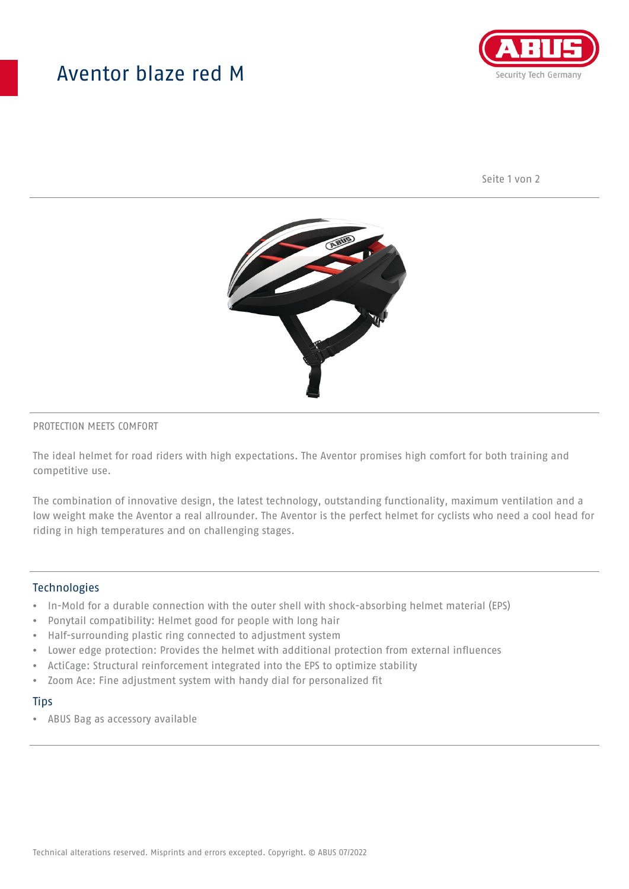# Aventor blaze red M

PROTECTION MEETS COMFORT

The ideal helmet for road riders with high expectations. The Aventor promises high comfort for both training and competitive use.

The combination of innovative design, the latest technology, outstanding functionality, maximum ventilation and a low weight make the Aventor a real allrounder. The Aventor is the perfect helmet for cyclists who need a cool head for riding in high temperatures and on challenging stages.

## Technologies

- In-Mold for a durable connection with the outer shell with shock-absorbing helmet material (EPS)
- Ponytail compatibility: Helmet good for people with long hair
- Half-surrounding plastic ring connected to adjustment system
- Lower edge protection: Provides the helmet with additional protection from external influences
- ActiCage: Structural reinforcement integrated into the EPS to optimize stability
- Zoom Ace: Fine adjustment system with handy dial for personalized fit

## Tips

- ABUS Bag as accessory available

Technical alterations reserved. Misprints and errors excepted. Copyright. © ABUS 07/2022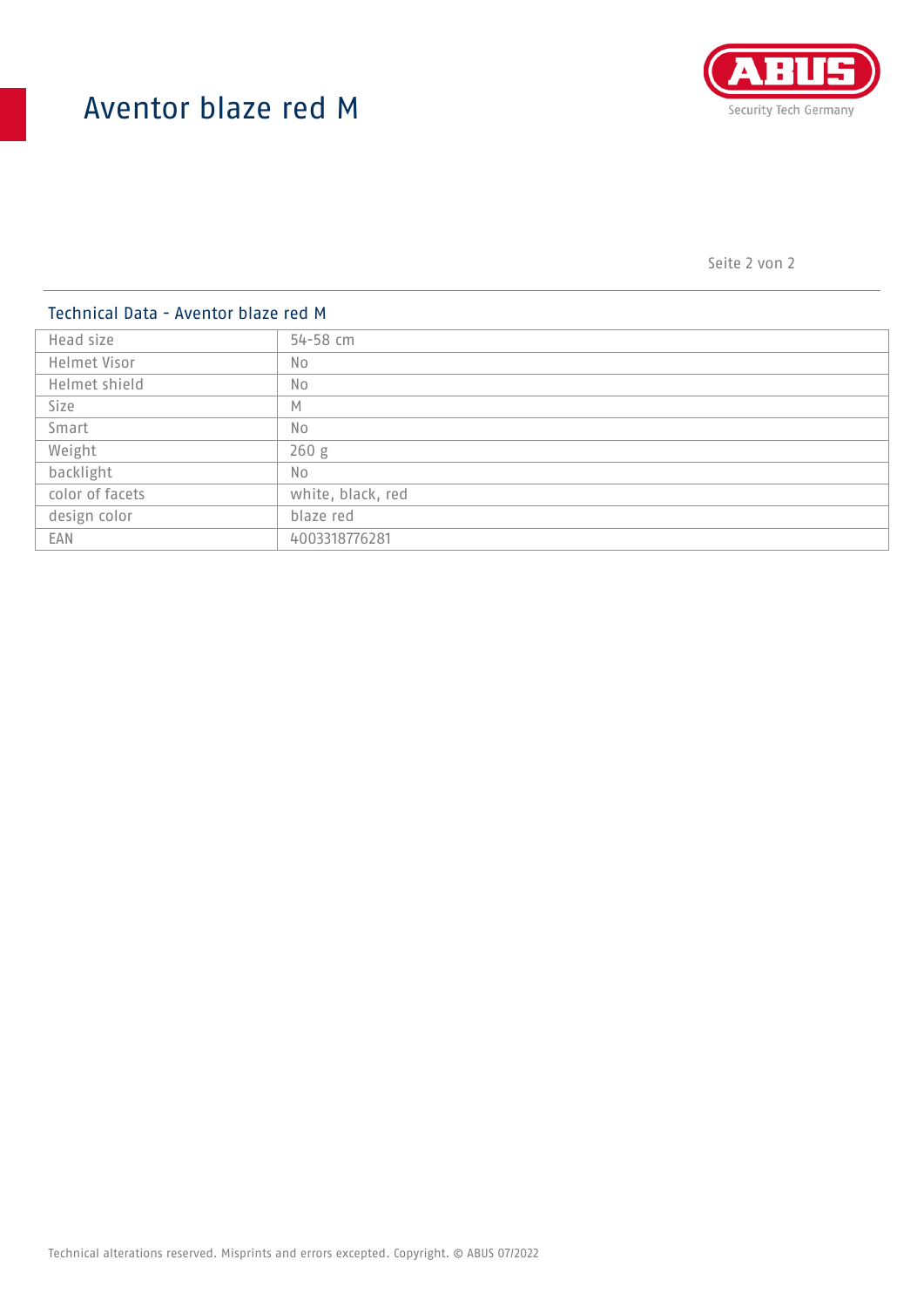# Aventor blaze red M

## Technical Data - Aventor blaze red M

| | |
|---|---|
| Head size | 54-58 cm |
| Helmet Visor | No |
| Helmet shield | No |
| Size | M |
| Smart | No |
| Weight | 260 g |
| backlight | No |
| color of facets | white, black, red |
| design color | blaze red |
| EAN | 4003318776281 |

Technical alterations reserved. Misprints and errors excepted. Copyright. © ABUS 07/2022